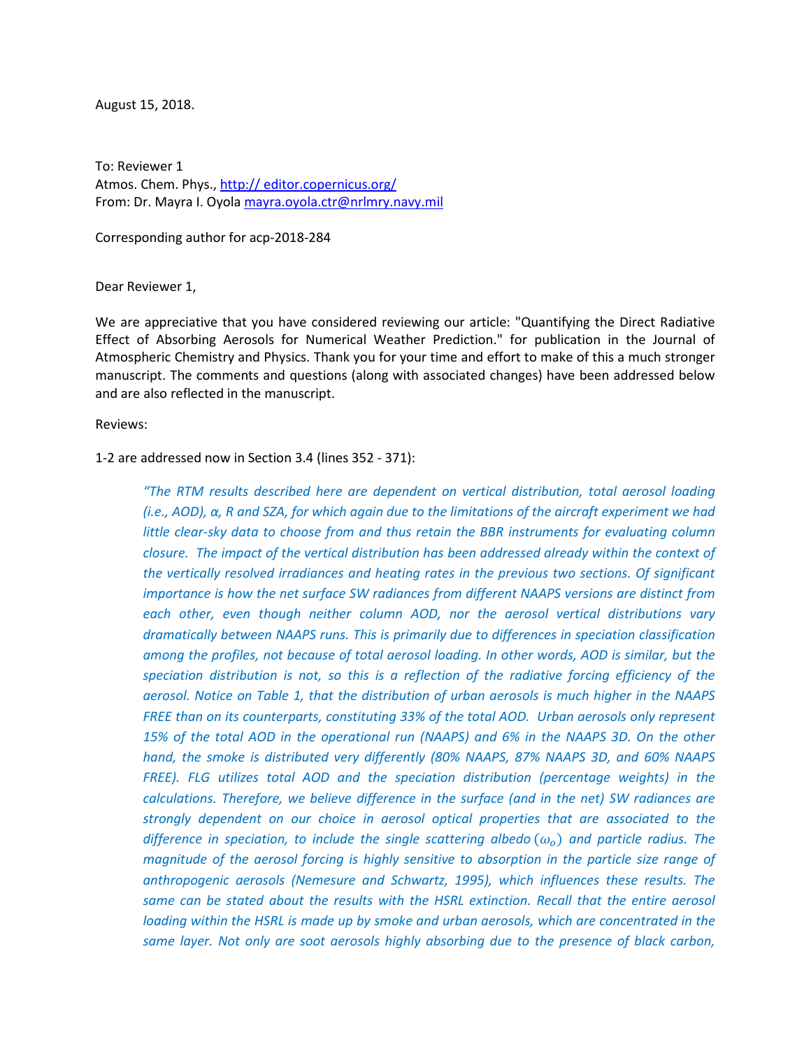August 15, 2018.

To: Reviewer 1
Atmos. Chem. Phys., http:// editor.copernicus.org/
From: Dr. Mayra I. Oyola mayra.oyola.ctr@nrlmry.navy.mil

Corresponding author for acp-2018-284

Dear Reviewer 1,

We are appreciative that you have considered reviewing our article: "Quantifying the Direct Radiative Effect of Absorbing Aerosols for Numerical Weather Prediction." for publication in the Journal of Atmospheric Chemistry and Physics. Thank you for your time and effort to make of this a much stronger manuscript. The comments and questions (along with associated changes) have been addressed below and are also reflected in the manuscript.

Reviews:

1-2 are addressed now in Section 3.4 (lines 352 - 371):

> *"The RTM results described here are dependent on vertical distribution, total aerosol loading (i.e., AOD), α, R and SZA, for which again due to the limitations of the aircraft experiment we had little clear-sky data to choose from and thus retain the BBR instruments for evaluating column closure. The impact of the vertical distribution has been addressed already within the context of the vertically resolved irradiances and heating rates in the previous two sections. Of significant importance is how the net surface SW radiances from different NAAPS versions are distinct from each other, even though neither column AOD, nor the aerosol vertical distributions vary dramatically between NAAPS runs. This is primarily due to differences in speciation classification among the profiles, not because of total aerosol loading. In other words, AOD is similar, but the speciation distribution is not, so this is a reflection of the radiative forcing efficiency of the aerosol. Notice on Table 1, that the distribution of urban aerosols is much higher in the NAAPS FREE than on its counterparts, constituting 33% of the total AOD. Urban aerosols only represent 15% of the total AOD in the operational run (NAAPS) and 6% in the NAAPS 3D. On the other hand, the smoke is distributed very differently (80% NAAPS, 87% NAAPS 3D, and 60% NAAPS FREE). FLG utilizes total AOD and the speciation distribution (percentage weights) in the calculations. Therefore, we believe difference in the surface (and in the net) SW radiances are strongly dependent on our choice in aerosol optical properties that are associated to the difference in speciation, to include the single scattering albedo ($\omega_o$) and particle radius. The magnitude of the aerosol forcing is highly sensitive to absorption in the particle size range of anthropogenic aerosols (Nemesure and Schwartz, 1995), which influences these results. The same can be stated about the results with the HSRL extinction. Recall that the entire aerosol loading within the HSRL is made up by smoke and urban aerosols, which are concentrated in the same layer. Not only are soot aerosols highly absorbing due to the presence of black carbon,*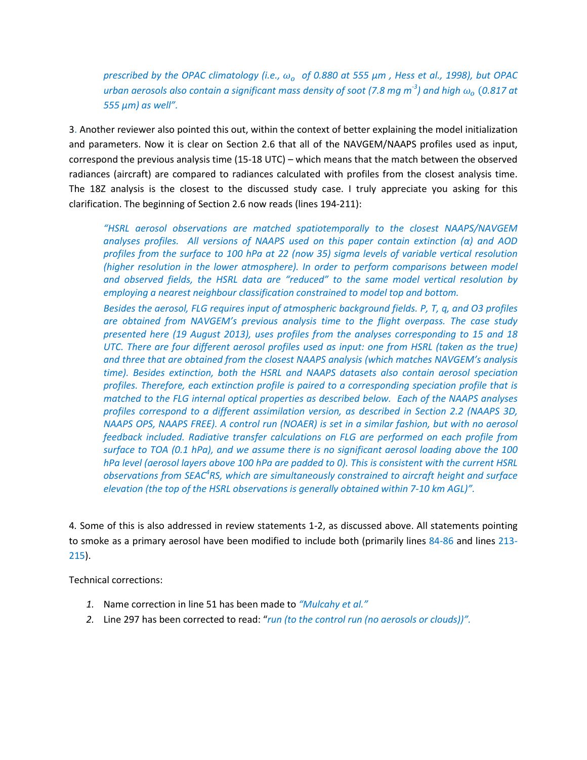*prescribed by the OPAC climatology (i.e., $\omega_o$ of 0.880 at 555 μm , Hess et al., 1998), but OPAC urban aerosols also contain a significant mass density of soot (7.8 mg $m^{-3}$) and high $\omega_o$ (0.817 at 555 μm) as well".*

3. Another reviewer also pointed this out, within the context of better explaining the model initialization and parameters. Now it is clear on Section 2.6 that all of the NAVGEM/NAAPS profiles used as input, correspond the previous analysis time (15-18 UTC) – which means that the match between the observed radiances (aircraft) are compared to radiances calculated with profiles from the closest analysis time. The 18Z analysis is the closest to the discussed study case. I truly appreciate you asking for this clarification. The beginning of Section 2.6 now reads (lines 194-211):

> *"HSRL aerosol observations are matched spatiotemporally to the closest NAAPS/NAVGEM analyses profiles. All versions of NAAPS used on this paper contain extinction (α) and AOD profiles from the surface to 100 hPa at 22 (now 35) sigma levels of variable vertical resolution (higher resolution in the lower atmosphere). In order to perform comparisons between model and observed fields, the HSRL data are "reduced" to the same model vertical resolution by employing a nearest neighbour classification constrained to model top and bottom.*
>
> *Besides the aerosol, FLG requires input of atmospheric background fields. P, T, q, and O3 profiles are obtained from NAVGEM's previous analysis time to the flight overpass. The case study presented here (19 August 2013), uses profiles from the analyses corresponding to 15 and 18 UTC. There are four different aerosol profiles used as input: one from HSRL (taken as the true) and three that are obtained from the closest NAAPS analysis (which matches NAVGEM's analysis time). Besides extinction, both the HSRL and NAAPS datasets also contain aerosol speciation profiles. Therefore, each extinction profile is paired to a corresponding speciation profile that is matched to the FLG internal optical properties as described below. Each of the NAAPS analyses profiles correspond to a different assimilation version, as described in Section 2.2 (NAAPS 3D, NAAPS OPS, NAAPS FREE). A control run (NOAER) is set in a similar fashion, but with no aerosol feedback included. Radiative transfer calculations on FLG are performed on each profile from surface to TOA (0.1 hPa), and we assume there is no significant aerosol loading above the 100 hPa level (aerosol layers above 100 hPa are padded to 0). This is consistent with the current HSRL observations from SEAC$^4$RS, which are simultaneously constrained to aircraft height and surface elevation (the top of the HSRL observations is generally obtained within 7-10 km AGL)".*

4. Some of this is also addressed in review statements 1-2, as discussed above. All statements pointing to smoke as a primary aerosol have been modified to include both (primarily lines 84-86 and lines 213-215).

Technical corrections:

1. Name correction in line 51 has been made to *"Mulcahy et al."*
2. Line 297 has been corrected to read: "*run (to the control run (no aerosols or clouds))".*